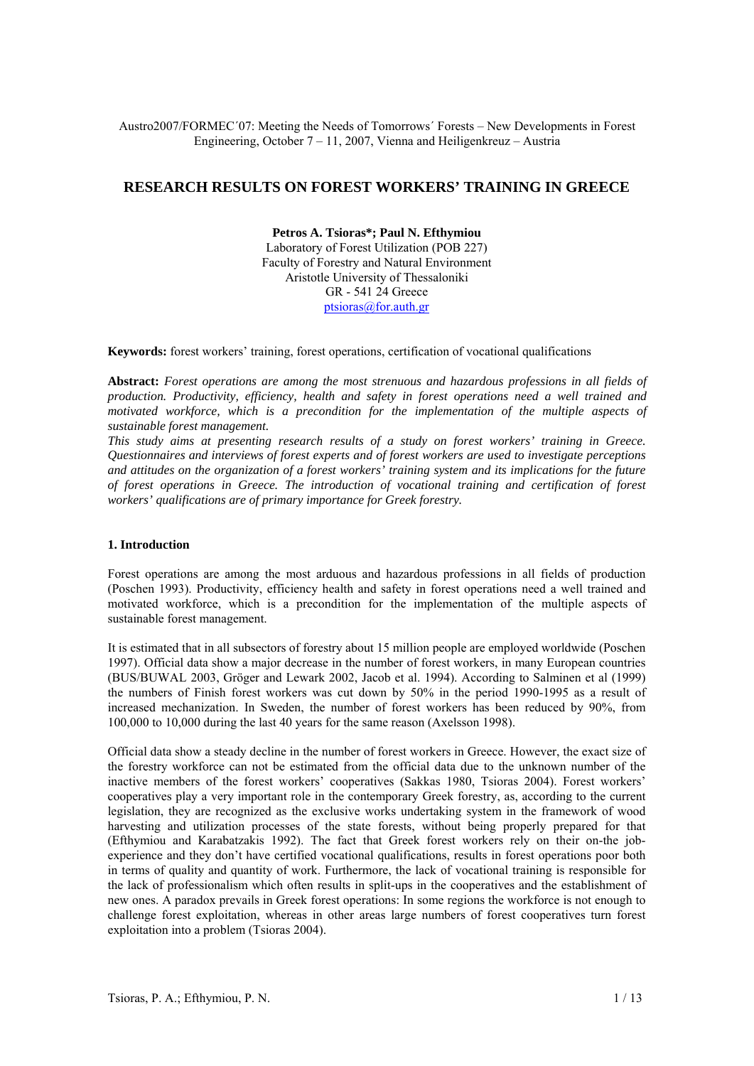Austro2007/FORMEC´07: Meeting the Needs of Tomorrows´ Forests – New Developments in Forest Engineering, October 7 – 11, 2007, Vienna and Heiligenkreuz – Austria

# RESEARCH RESULTS ON FOREST WORKERS' TRAINING IN GREECE

**Petros A. Tsioras\*; Paul N. Efthymiou**
Laboratory of Forest Utilization (POB 227)
Faculty of Forestry and Natural Environment
Aristotle University of Thessaloniki
GR - 541 24 Greece
ptsioras@for.auth.gr

**Keywords:** forest workers' training, forest operations, certification of vocational qualifications

**Abstract:** *Forest operations are among the most strenuous and hazardous professions in all fields of production. Productivity, efficiency, health and safety in forest operations need a well trained and motivated workforce, which is a precondition for the implementation of the multiple aspects of sustainable forest management.*

*This study aims at presenting research results of a study on forest workers' training in Greece. Questionnaires and interviews of forest experts and of forest workers are used to investigate perceptions and attitudes on the organization of a forest workers' training system and its implications for the future of forest operations in Greece. The introduction of vocational training and certification of forest workers' qualifications are of primary importance for Greek forestry.*

## 1. Introduction

Forest operations are among the most arduous and hazardous professions in all fields of production (Poschen 1993). Productivity, efficiency health and safety in forest operations need a well trained and motivated workforce, which is a precondition for the implementation of the multiple aspects of sustainable forest management.

It is estimated that in all subsectors of forestry about 15 million people are employed worldwide (Poschen 1997). Official data show a major decrease in the number of forest workers, in many European countries (BUS/BUWAL 2003, Gröger and Lewark 2002, Jacob et al. 1994). According to Salminen et al (1999) the numbers of Finish forest workers was cut down by 50% in the period 1990-1995 as a result of increased mechanization. In Sweden, the number of forest workers has been reduced by 90%, from 100,000 to 10,000 during the last 40 years for the same reason (Axelsson 1998).

Official data show a steady decline in the number of forest workers in Greece. However, the exact size of the forestry workforce can not be estimated from the official data due to the unknown number of the inactive members of the forest workers' cooperatives (Sakkas 1980, Tsioras 2004). Forest workers' cooperatives play a very important role in the contemporary Greek forestry, as, according to the current legislation, they are recognized as the exclusive works undertaking system in the framework of wood harvesting and utilization processes of the state forests, without being properly prepared for that (Efthymiou and Karabatzakis 1992). The fact that Greek forest workers rely on their on-the job-experience and they don't have certified vocational qualifications, results in forest operations poor both in terms of quality and quantity of work. Furthermore, the lack of vocational training is responsible for the lack of professionalism which often results in split-ups in the cooperatives and the establishment of new ones. A paradox prevails in Greek forest operations: In some regions the workforce is not enough to challenge forest exploitation, whereas in other areas large numbers of forest cooperatives turn forest exploitation into a problem (Tsioras 2004).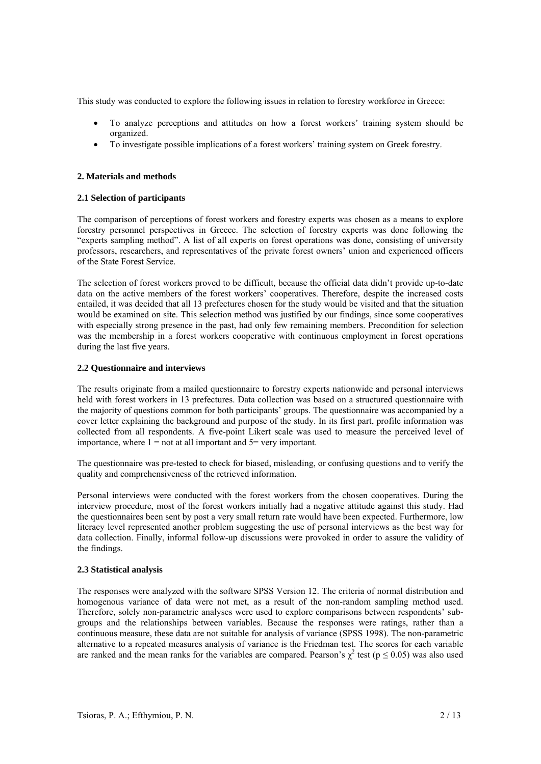This study was conducted to explore the following issues in relation to forestry workforce in Greece:

- To analyze perceptions and attitudes on how a forest workers' training system should be organized.
- To investigate possible implications of a forest workers' training system on Greek forestry.

## 2. Materials and methods

### 2.1 Selection of participants

The comparison of perceptions of forest workers and forestry experts was chosen as a means to explore forestry personnel perspectives in Greece. The selection of forestry experts was done following the "experts sampling method". A list of all experts on forest operations was done, consisting of university professors, researchers, and representatives of the private forest owners' union and experienced officers of the State Forest Service.

The selection of forest workers proved to be difficult, because the official data didn't provide up-to-date data on the active members of the forest workers' cooperatives. Therefore, despite the increased costs entailed, it was decided that all 13 prefectures chosen for the study would be visited and that the situation would be examined on site. This selection method was justified by our findings, since some cooperatives with especially strong presence in the past, had only few remaining members. Precondition for selection was the membership in a forest workers cooperative with continuous employment in forest operations during the last five years.

### 2.2 Questionnaire and interviews

The results originate from a mailed questionnaire to forestry experts nationwide and personal interviews held with forest workers in 13 prefectures. Data collection was based on a structured questionnaire with the majority of questions common for both participants' groups. The questionnaire was accompanied by a cover letter explaining the background and purpose of the study. In its first part, profile information was collected from all respondents. A five-point Likert scale was used to measure the perceived level of importance, where 1 = not at all important and 5= very important.

The questionnaire was pre-tested to check for biased, misleading, or confusing questions and to verify the quality and comprehensiveness of the retrieved information.

Personal interviews were conducted with the forest workers from the chosen cooperatives. During the interview procedure, most of the forest workers initially had a negative attitude against this study. Had the questionnaires been sent by post a very small return rate would have been expected. Furthermore, low literacy level represented another problem suggesting the use of personal interviews as the best way for data collection. Finally, informal follow-up discussions were provoked in order to assure the validity of the findings.

### 2.3 Statistical analysis

The responses were analyzed with the software SPSS Version 12. The criteria of normal distribution and homogenous variance of data were not met, as a result of the non-random sampling method used. Therefore, solely non-parametric analyses were used to explore comparisons between respondents' sub-groups and the relationships between variables. Because the responses were ratings, rather than a continuous measure, these data are not suitable for analysis of variance (SPSS 1998). The non-parametric alternative to a repeated measures analysis of variance is the Friedman test. The scores for each variable are ranked and the mean ranks for the variables are compared. Pearson's $\chi^2$ test ($p \leq 0.05$) was also used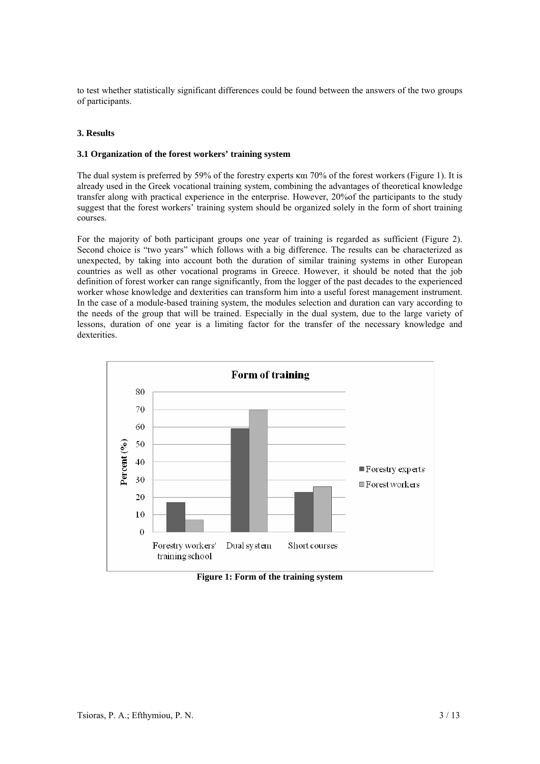to test whether statistically significant differences could be found between the answers of the two groups of participants.

### 3. Results

#### 3.1 Organization of the forest workers' training system

The dual system is preferred by 59% of the forestry experts και 70% of the forest workers (Figure 1). It is already used in the Greek vocational training system, combining the advantages of theoretical knowledge transfer along with practical experience in the enterprise. However, 20%of the participants to the study suggest that the forest workers' training system should be organized solely in the form of short training courses.

For the majority of both participant groups one year of training is regarded as sufficient (Figure 2). Second choice is "two years" which follows with a big difference. The results can be characterized as unexpected, by taking into account both the duration of similar training systems in other European countries as well as other vocational programs in Greece. However, it should be noted that the job definition of forest worker can range significantly, from the logger of the past decades to the experienced worker whose knowledge and dexterities can transform him into a useful forest management instrument. In the case of a module-based training system, the modules selection and duration can vary according to the needs of the group that will be trained. Especially in the dual system, due to the large variety of lessons, duration of one year is a limiting factor for the transfer of the necessary knowledge and dexterities.

**Figure 1: Form of the training system**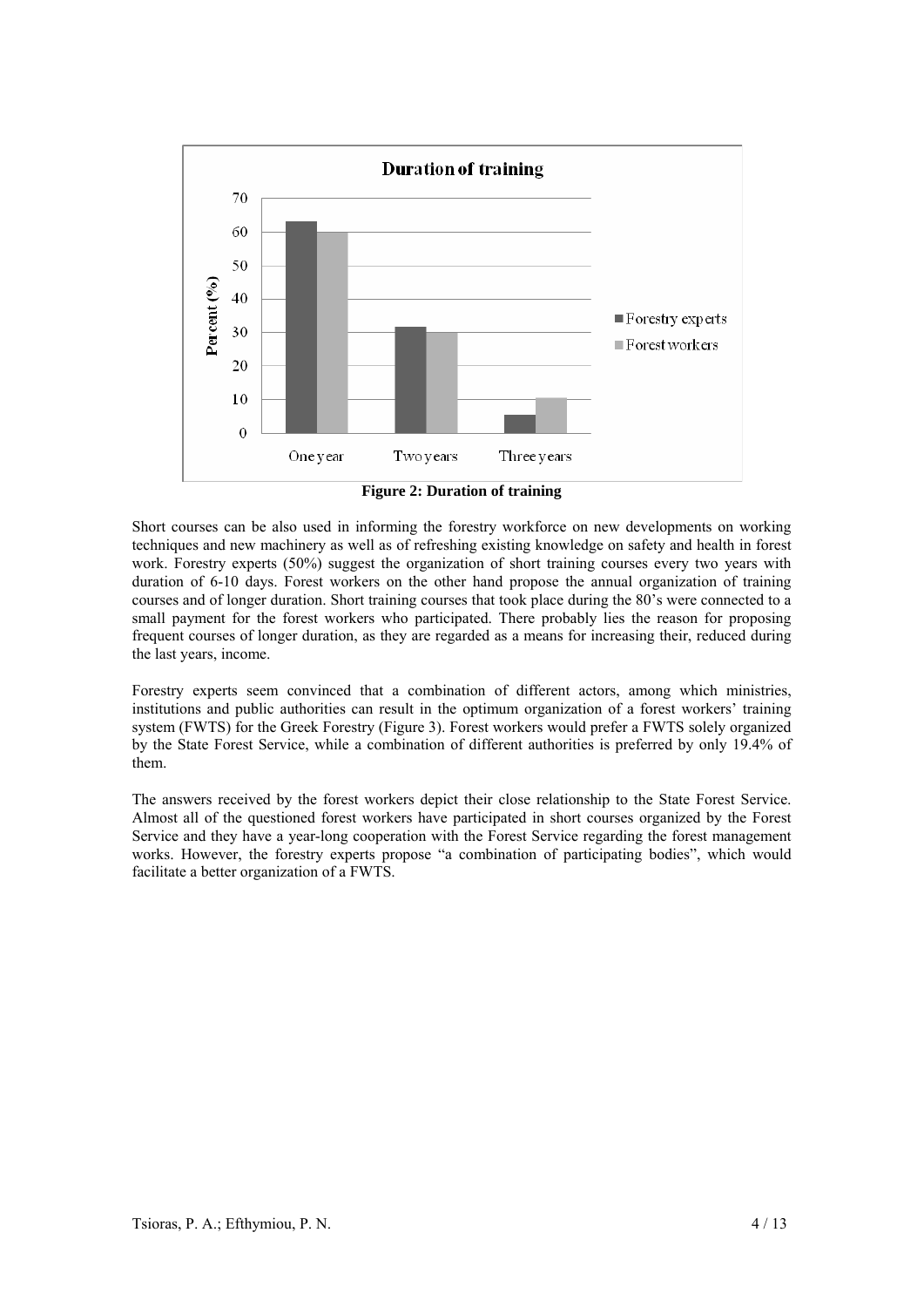**Figure 2: Duration of training**

Short courses can be also used in informing the forestry workforce on new developments on working techniques and new machinery as well as of refreshing existing knowledge on safety and health in forest work. Forestry experts (50%) suggest the organization of short training courses every two years with duration of 6-10 days. Forest workers on the other hand propose the annual organization of training courses and of longer duration. Short training courses that took place during the 80's were connected to a small payment for the forest workers who participated. There probably lies the reason for proposing frequent courses of longer duration, as they are regarded as a means for increasing their, reduced during the last years, income.

Forestry experts seem convinced that a combination of different actors, among which ministries, institutions and public authorities can result in the optimum organization of a forest workers' training system (FWTS) for the Greek Forestry (Figure 3). Forest workers would prefer a FWTS solely organized by the State Forest Service, while a combination of different authorities is preferred by only 19.4% of them.

The answers received by the forest workers depict their close relationship to the State Forest Service. Almost all of the questioned forest workers have participated in short courses organized by the Forest Service and they have a year-long cooperation with the Forest Service regarding the forest management works. However, the forestry experts propose "a combination of participating bodies", which would facilitate a better organization of a FWTS.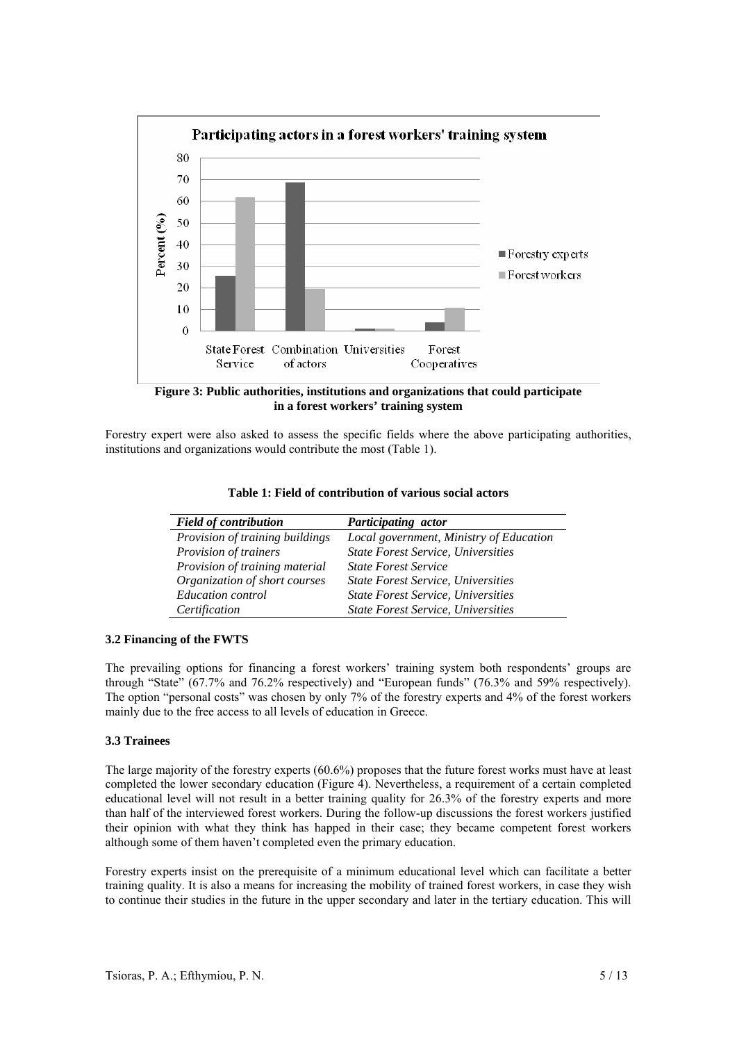Figure 3: Public authorities, institutions and organizations that could participate in a forest workers' training system

Forestry expert were also asked to assess the specific fields where the above participating authorities, institutions and organizations would contribute the most (Table 1).

**Table 1: Field of contribution of various social actors**

| *Field of contribution* | *Participating actor* |
|---|---|
| *Provision of training buildings* | *Local government, Ministry of Education* |
| *Provision of trainers* | *State Forest Service, Universities* |
| *Provision of training material* | *State Forest Service* |
| *Organization of short courses* | *State Forest Service, Universities* |
| *Education control* | *State Forest Service, Universities* |
| *Certification* | *State Forest Service, Universities* |

### 3.2 Financing of the FWTS

The prevailing options for financing a forest workers' training system both respondents' groups are through "State" (67.7% and 76.2% respectively) and "European funds" (76.3% and 59% respectively). The option "personal costs" was chosen by only 7% of the forestry experts and 4% of the forest workers mainly due to the free access to all levels of education in Greece.

### 3.3 Trainees

The large majority of the forestry experts (60.6%) proposes that the future forest works must have at least completed the lower secondary education (Figure 4). Nevertheless, a requirement of a certain completed educational level will not result in a better training quality for 26.3% of the forestry experts and more than half of the interviewed forest workers. During the follow-up discussions the forest workers justified their opinion with what they think has happed in their case; they became competent forest workers although some of them haven't completed even the primary education.

Forestry experts insist on the prerequisite of a minimum educational level which can facilitate a better training quality. It is also a means for increasing the mobility of trained forest workers, in case they wish to continue their studies in the future in the upper secondary and later in the tertiary education. This will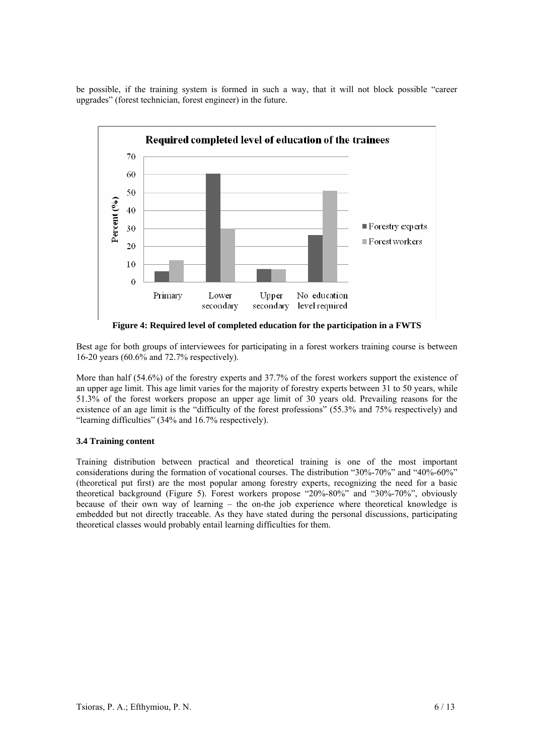be possible, if the training system is formed in such a way, that it will not block possible "career upgrades" (forest technician, forest engineer) in the future.

**Figure 4: Required level of completed education for the participation in a FWTS**

Best age for both groups of interviewees for participating in a forest workers training course is between 16-20 years (60.6% and 72.7% respectively).

More than half (54.6%) of the forestry experts and 37.7% of the forest workers support the existence of an upper age limit. This age limit varies for the majority of forestry experts between 31 to 50 years, while 51.3% of the forest workers propose an upper age limit of 30 years old. Prevailing reasons for the existence of an age limit is the "difficulty of the forest professions" (55.3% and 75% respectively) and "learning difficulties" (34% and 16.7% respectively).

### 3.4 Training content

Training distribution between practical and theoretical training is one of the most important considerations during the formation of vocational courses. The distribution "30%-70%" and "40%-60%" (theoretical put first) are the most popular among forestry experts, recognizing the need for a basic theoretical background (Figure 5). Forest workers propose "20%-80%" and "30%-70%", obviously because of their own way of learning – the on-the job experience where theoretical knowledge is embedded but not directly traceable. As they have stated during the personal discussions, participating theoretical classes would probably entail learning difficulties for them.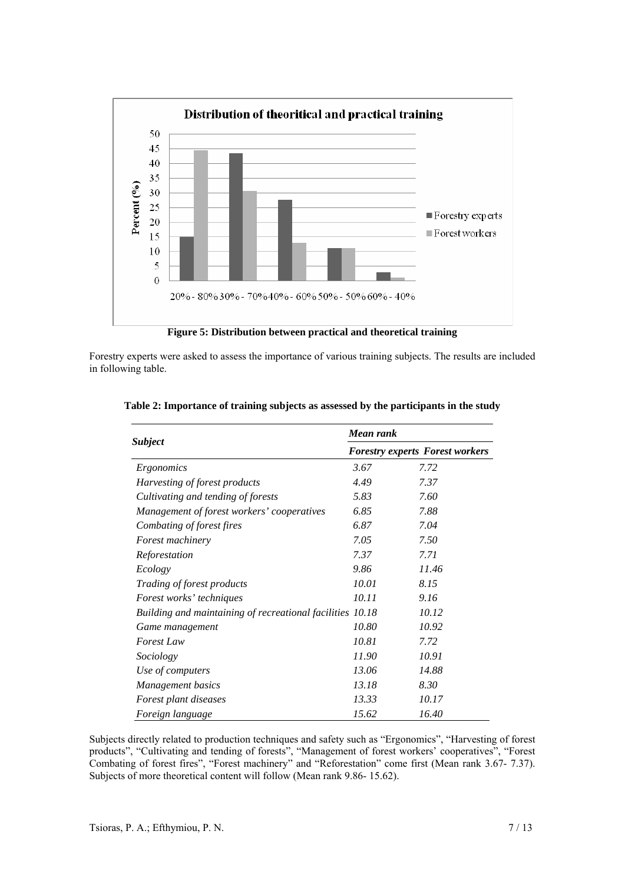Figure 5: Distribution between practical and theoretical training

Forestry experts were asked to assess the importance of various training subjects. The results are included in following table.

**Table 2: Importance of training subjects as assessed by the participants in the study**

| *Subject* | *Mean rank* | |
|---|---|---|
| | ***Forestry experts*** | ***Forest workers*** |
| *Ergonomics* | *3.67* | *7.72* |
| *Harvesting of forest products* | *4.49* | *7.37* |
| *Cultivating and tending of forests* | *5.83* | *7.60* |
| *Management of forest workers' cooperatives* | *6.85* | *7.88* |
| *Combating of forest fires* | *6.87* | *7.04* |
| *Forest machinery* | *7.05* | *7.50* |
| *Reforestation* | *7.37* | *7.71* |
| *Ecology* | *9.86* | *11.46* |
| *Trading of forest products* | *10.01* | *8.15* |
| *Forest works' techniques* | *10.11* | *9.16* |
| *Building and maintaining of recreational facilities* | *10.18* | *10.12* |
| *Game management* | *10.80* | *10.92* |
| *Forest Law* | *10.81* | *7.72* |
| *Sociology* | *11.90* | *10.91* |
| *Use of computers* | *13.06* | *14.88* |
| *Management basics* | *13.18* | *8.30* |
| *Forest plant diseases* | *13.33* | *10.17* |
| *Foreign language* | *15.62* | *16.40* |

Subjects directly related to production techniques and safety such as "Ergonomics", "Harvesting of forest products", "Cultivating and tending of forests", "Management of forest workers' cooperatives", "Forest Combating of forest fires", "Forest machinery" and "Reforestation" come first (Mean rank 3.67- 7.37). Subjects of more theoretical content will follow (Mean rank 9.86- 15.62).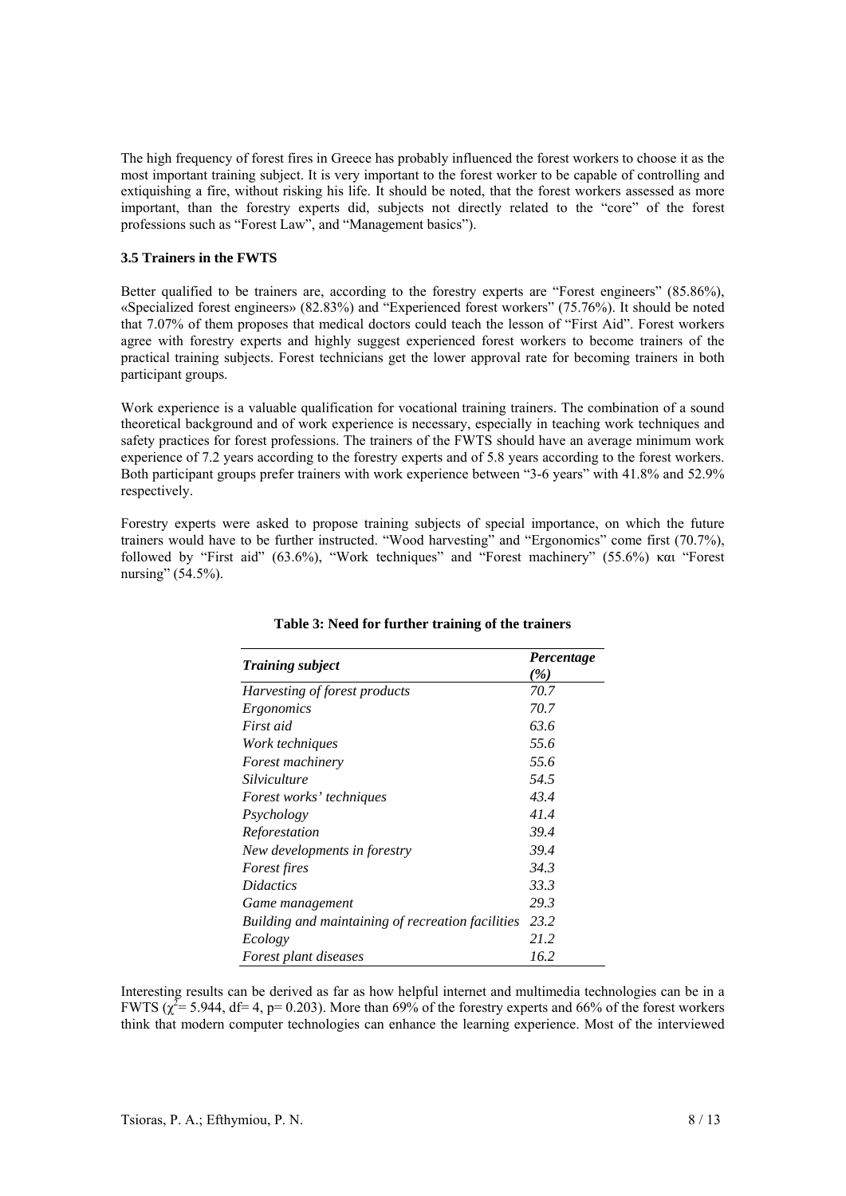The high frequency of forest fires in Greece has probably influenced the forest workers to choose it as the most important training subject. It is very important to the forest worker to be capable of controlling and extiquishing a fire, without risking his life. It should be noted, that the forest workers assessed as more important, than the forestry experts did, subjects not directly related to the "core" of the forest professions such as "Forest Law", and "Management basics").

### 3.5 Trainers in the FWTS

Better qualified to be trainers are, according to the forestry experts are "Forest engineers" (85.86%), «Specialized forest engineers» (82.83%) and "Experienced forest workers" (75.76%). It should be noted that 7.07% of them proposes that medical doctors could teach the lesson of "First Aid". Forest workers agree with forestry experts and highly suggest experienced forest workers to become trainers of the practical training subjects. Forest technicians get the lower approval rate for becoming trainers in both participant groups.

Work experience is a valuable qualification for vocational training trainers. The combination of a sound theoretical background and of work experience is necessary, especially in teaching work techniques and safety practices for forest professions. The trainers of the FWTS should have an average minimum work experience of 7.2 years according to the forestry experts and of 5.8 years according to the forest workers. Both participant groups prefer trainers with work experience between "3-6 years" with 41.8% and 52.9% respectively.

Forestry experts were asked to propose training subjects of special importance, on which the future trainers would have to be further instructed. "Wood harvesting" and "Ergonomics" come first (70.7%), followed by "First aid" (63.6%), "Work techniques" and "Forest machinery" (55.6%) και "Forest nursing" (54.5%).

**Table 3: Need for further training of the trainers**

| *Training subject* | *Percentage (%)* |
|---|---|
| *Harvesting of forest products* | *70.7* |
| *Ergonomics* | *70.7* |
| *First aid* | *63.6* |
| *Work techniques* | *55.6* |
| *Forest machinery* | *55.6* |
| *Silviculture* | *54.5* |
| *Forest works' techniques* | *43.4* |
| *Psychology* | *41.4* |
| *Reforestation* | *39.4* |
| *New developments in forestry* | *39.4* |
| *Forest fires* | *34.3* |
| *Didactics* | *33.3* |
| *Game management* | *29.3* |
| *Building and maintaining of recreation facilities* | *23.2* |
| *Ecology* | *21.2* |
| *Forest plant diseases* | *16.2* |

Interesting results can be derived as far as how helpful internet and multimedia technologies can be in a FWTS ($\chi^2 = 5.944$, df= 4, p= 0.203). More than 69% of the forestry experts and 66% of the forest workers think that modern computer technologies can enhance the learning experience. Most of the interviewed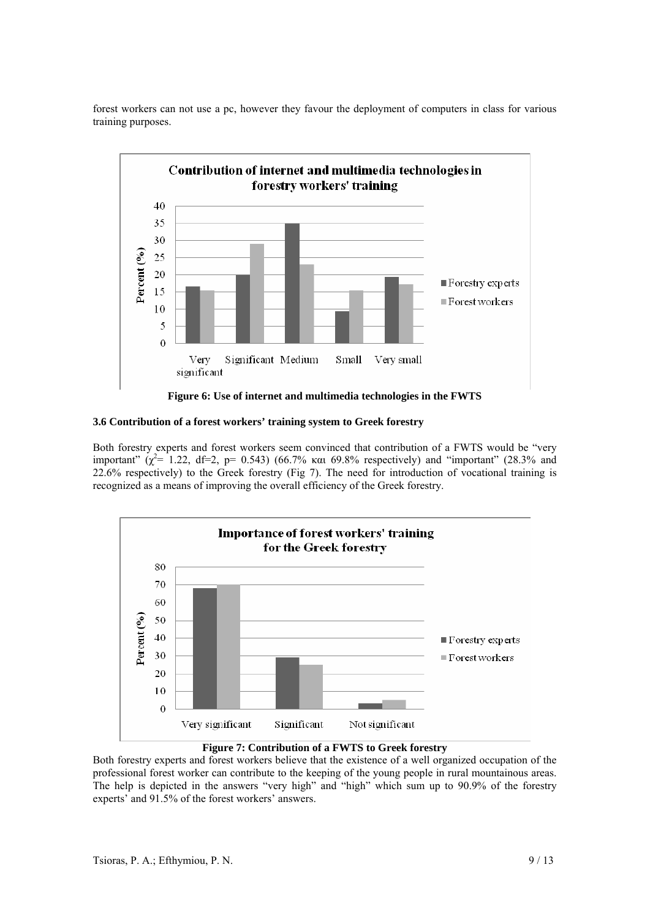forest workers can not use a pc, however they favour the deployment of computers in class for various training purposes.

**Figure 6: Use of internet and multimedia technologies in the FWTS**

### 3.6 Contribution of a forest workers' training system to Greek forestry

Both forestry experts and forest workers seem convinced that contribution of a FWTS would be "very important" ($\chi^2 = 1.22$, df=2, p= 0.543) (66.7% και 69.8% respectively) and "important" (28.3% and 22.6% respectively) to the Greek forestry (Fig 7). The need for introduction of vocational training is recognized as a means of improving the overall efficiency of the Greek forestry.

**Figure 7: Contribution of a FWTS to Greek forestry**

Both forestry experts and forest workers believe that the existence of a well organized occupation of the professional forest worker can contribute to the keeping of the young people in rural mountainous areas. The help is depicted in the answers "very high" and "high" which sum up to 90.9% of the forestry experts' and 91.5% of the forest workers' answers.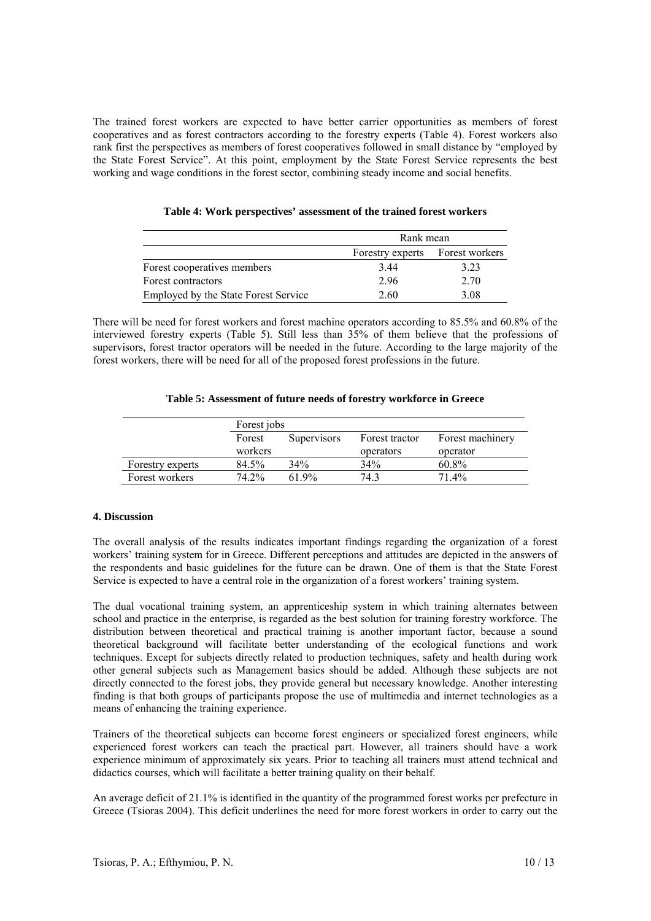The trained forest workers are expected to have better carrier opportunities as members of forest cooperatives and as forest contractors according to the forestry experts (Table 4). Forest workers also rank first the perspectives as members of forest cooperatives followed in small distance by "employed by the State Forest Service". At this point, employment by the State Forest Service represents the best working and wage conditions in the forest sector, combining steady income and social benefits.

**Table 4: Work perspectives' assessment of the trained forest workers**

| | Rank mean | |
|---|---|---|
| | Forestry experts | Forest workers |
| Forest cooperatives members | 3.44 | 3.23 |
| Forest contractors | 2.96 | 2.70 |
| Employed by the State Forest Service | 2.60 | 3.08 |

There will be need for forest workers and forest machine operators according to 85.5% and 60.8% of the interviewed forestry experts (Table 5). Still less than 35% of them believe that the professions of supervisors, forest tractor operators will be needed in the future. According to the large majority of the forest workers, there will be need for all of the proposed forest professions in the future.

**Table 5: Assessment of future needs of forestry workforce in Greece**

| | Forest jobs | | | |
|---|---|---|---|---|
| | Forest workers | Supervisors | Forest tractor operators | Forest machinery operator |
| Forestry experts | 84.5% | 34% | 34% | 60.8% |
| Forest workers | 74.2% | 61.9% | 74.3 | 71.4% |

### 4. Discussion

The overall analysis of the results indicates important findings regarding the organization of a forest workers' training system for in Greece. Different perceptions and attitudes are depicted in the answers of the respondents and basic guidelines for the future can be drawn. One of them is that the State Forest Service is expected to have a central role in the organization of a forest workers' training system.

The dual vocational training system, an apprenticeship system in which training alternates between school and practice in the enterprise, is regarded as the best solution for training forestry workforce. The distribution between theoretical and practical training is another important factor, because a sound theoretical background will facilitate better understanding of the ecological functions and work techniques. Except for subjects directly related to production techniques, safety and health during work other general subjects such as Management basics should be added. Although these subjects are not directly connected to the forest jobs, they provide general but necessary knowledge. Another interesting finding is that both groups of participants propose the use of multimedia and internet technologies as a means of enhancing the training experience.

Trainers of the theoretical subjects can become forest engineers or specialized forest engineers, while experienced forest workers can teach the practical part. However, all trainers should have a work experience minimum of approximately six years. Prior to teaching all trainers must attend technical and didactics courses, which will facilitate a better training quality on their behalf.

An average deficit of 21.1% is identified in the quantity of the programmed forest works per prefecture in Greece (Tsioras 2004). This deficit underlines the need for more forest workers in order to carry out the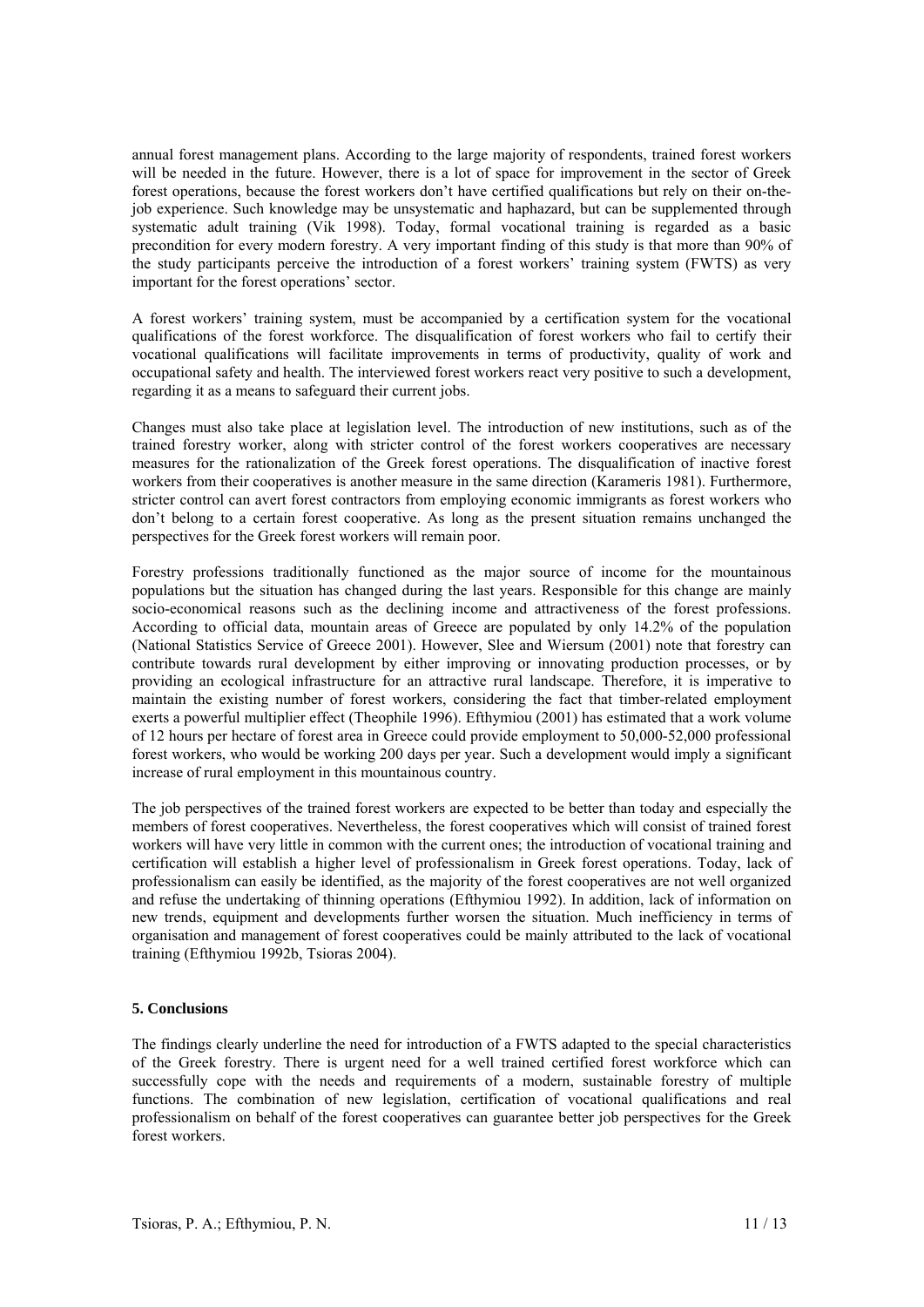annual forest management plans. According to the large majority of respondents, trained forest workers will be needed in the future. However, there is a lot of space for improvement in the sector of Greek forest operations, because the forest workers don't have certified qualifications but rely on their on-the-job experience. Such knowledge may be unsystematic and haphazard, but can be supplemented through systematic adult training (Vik 1998). Today, formal vocational training is regarded as a basic precondition for every modern forestry. A very important finding of this study is that more than 90% of the study participants perceive the introduction of a forest workers' training system (FWTS) as very important for the forest operations' sector.

A forest workers' training system, must be accompanied by a certification system for the vocational qualifications of the forest workforce. The disqualification of forest workers who fail to certify their vocational qualifications will facilitate improvements in terms of productivity, quality of work and occupational safety and health. The interviewed forest workers react very positive to such a development, regarding it as a means to safeguard their current jobs.

Changes must also take place at legislation level. The introduction of new institutions, such as of the trained forestry worker, along with stricter control of the forest workers cooperatives are necessary measures for the rationalization of the Greek forest operations. The disqualification of inactive forest workers from their cooperatives is another measure in the same direction (Karameris 1981). Furthermore, stricter control can avert forest contractors from employing economic immigrants as forest workers who don't belong to a certain forest cooperative. As long as the present situation remains unchanged the perspectives for the Greek forest workers will remain poor.

Forestry professions traditionally functioned as the major source of income for the mountainous populations but the situation has changed during the last years. Responsible for this change are mainly socio-economical reasons such as the declining income and attractiveness of the forest professions. According to official data, mountain areas of Greece are populated by only 14.2% of the population (National Statistics Service of Greece 2001). However, Slee and Wiersum (2001) note that forestry can contribute towards rural development by either improving or innovating production processes, or by providing an ecological infrastructure for an attractive rural landscape. Therefore, it is imperative to maintain the existing number of forest workers, considering the fact that timber-related employment exerts a powerful multiplier effect (Theophile 1996). Efthymiou (2001) has estimated that a work volume of 12 hours per hectare of forest area in Greece could provide employment to 50,000-52,000 professional forest workers, who would be working 200 days per year. Such a development would imply a significant increase of rural employment in this mountainous country.

The job perspectives of the trained forest workers are expected to be better than today and especially the members of forest cooperatives. Nevertheless, the forest cooperatives which will consist of trained forest workers will have very little in common with the current ones; the introduction of vocational training and certification will establish a higher level of professionalism in Greek forest operations. Today, lack of professionalism can easily be identified, as the majority of the forest cooperatives are not well organized and refuse the undertaking of thinning operations (Efthymiou 1992). In addition, lack of information on new trends, equipment and developments further worsen the situation. Much inefficiency in terms of organisation and management of forest cooperatives could be mainly attributed to the lack of vocational training (Efthymiou 1992b, Tsioras 2004).

## 5. Conclusions

The findings clearly underline the need for introduction of a FWTS adapted to the special characteristics of the Greek forestry. There is urgent need for a well trained certified forest workforce which can successfully cope with the needs and requirements of a modern, sustainable forestry of multiple functions. The combination of new legislation, certification of vocational qualifications and real professionalism on behalf of the forest cooperatives can guarantee better job perspectives for the Greek forest workers.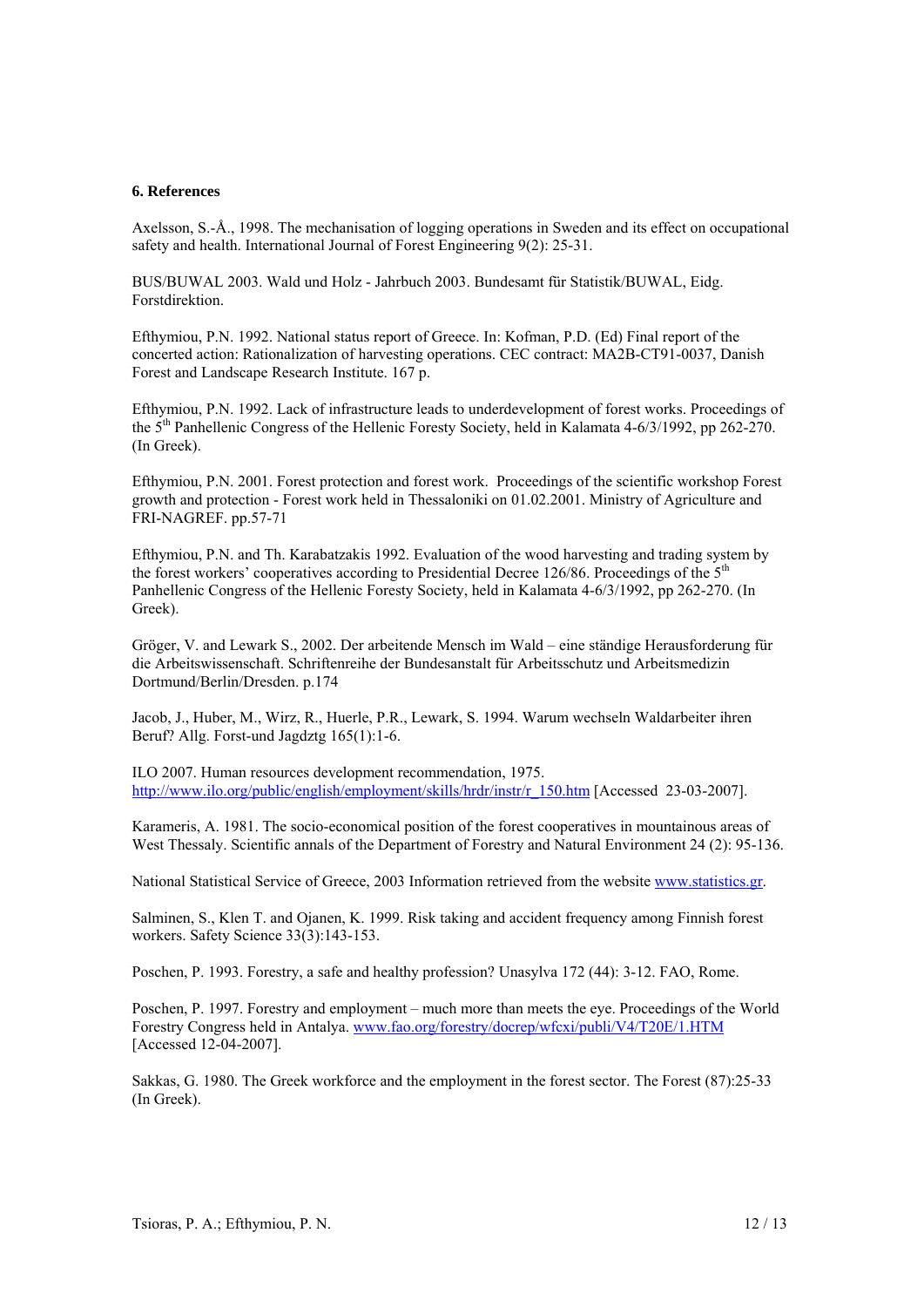### 6. References

Axelsson, S.-Å., 1998. The mechanisation of logging operations in Sweden and its effect on occupational safety and health. International Journal of Forest Engineering 9(2): 25-31.

BUS/BUWAL 2003. Wald und Holz - Jahrbuch 2003. Bundesamt für Statistik/BUWAL, Eidg. Forstdirektion.

Efthymiou, P.N. 1992. National status report of Greece. In: Kofman, P.D. (Ed) Final report of the concerted action: Rationalization of harvesting operations. CEC contract: MA2B-CT91-0037, Danish Forest and Landscape Research Institute. 167 p.

Efthymiou, P.N. 1992. Lack of infrastructure leads to underdevelopment of forest works. Proceedings of the 5th Panhellenic Congress of the Hellenic Foresty Society, held in Kalamata 4-6/3/1992, pp 262-270. (In Greek).

Efthymiou, P.N. 2001. Forest protection and forest work. Proceedings of the scientific workshop Forest growth and protection - Forest work held in Thessaloniki on 01.02.2001. Ministry of Agriculture and FRI-NAGREF. pp.57-71

Efthymiou, P.N. and Th. Karabatzakis 1992. Evaluation of the wood harvesting and trading system by the forest workers' cooperatives according to Presidential Decree 126/86. Proceedings of the 5th Panhellenic Congress of the Hellenic Foresty Society, held in Kalamata 4-6/3/1992, pp 262-270. (In Greek).

Gröger, V. and Lewark S., 2002. Der arbeitende Mensch im Wald – eine ständige Herausforderung für die Arbeitswissenschaft. Schriftenreihe der Bundesanstalt für Arbeitsschutz und Arbeitsmedizin Dortmund/Berlin/Dresden. p.174

Jacob, J., Huber, M., Wirz, R., Huerle, P.R., Lewark, S. 1994. Warum wechseln Waldarbeiter ihren Beruf? Allg. Forst-und Jagdztg 165(1):1-6.

ILO 2007. Human resources development recommendation, 1975. http://www.ilo.org/public/english/employment/skills/hrdr/instr/r_150.htm [Accessed 23-03-2007].

Karameris, A. 1981. The socio-economical position of the forest cooperatives in mountainous areas of West Thessaly. Scientific annals of the Department of Forestry and Natural Environment 24 (2): 95-136.

National Statistical Service of Greece, 2003 Information retrieved from the website www.statistics.gr.

Salminen, S., Klen T. and Ojanen, K. 1999. Risk taking and accident frequency among Finnish forest workers. Safety Science 33(3):143-153.

Poschen, P. 1993. Forestry, a safe and healthy profession? Unasylva 172 (44): 3-12. FAO, Rome.

Poschen, P. 1997. Forestry and employment – much more than meets the eye. Proceedings of the World Forestry Congress held in Antalya. www.fao.org/forestry/docrep/wfcxi/publi/V4/T20E/1.HTM [Accessed 12-04-2007].

Sakkas, G. 1980. The Greek workforce and the employment in the forest sector. The Forest (87):25-33 (In Greek).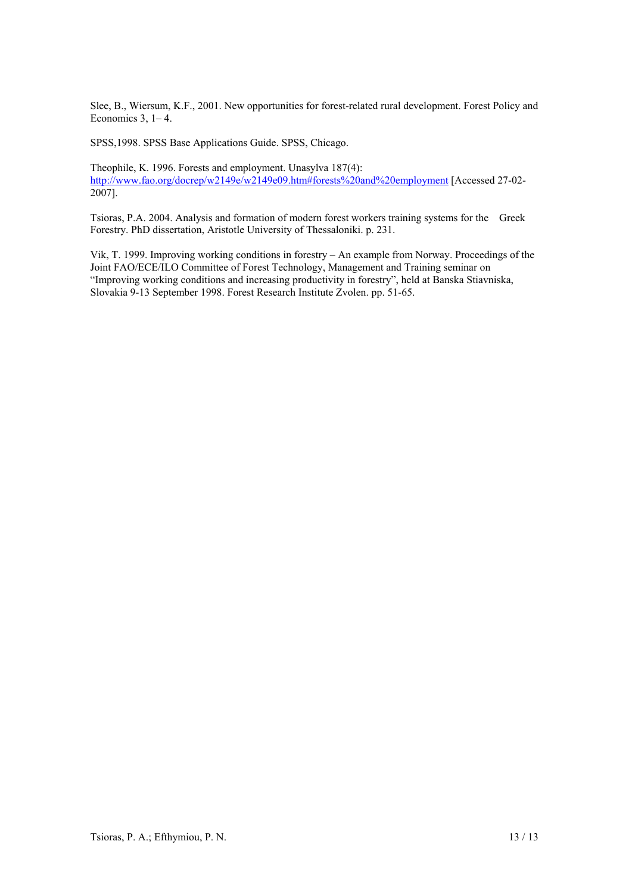Slee, B., Wiersum, K.F., 2001. New opportunities for forest-related rural development. Forest Policy and Economics 3, 1– 4.

SPSS,1998. SPSS Base Applications Guide. SPSS, Chicago.

Theophile, K. 1996. Forests and employment. Unasylva 187(4): http://www.fao.org/docrep/w2149e/w2149e09.htm#forests%20and%20employment [Accessed 27-02-2007].

Tsioras, P.A. 2004. Analysis and formation of modern forest workers training systems for the Greek Forestry. PhD dissertation, Aristotle University of Thessaloniki. p. 231.

Vik, T. 1999. Improving working conditions in forestry – An example from Norway. Proceedings of the Joint FAO/ECE/ILO Committee of Forest Technology, Management and Training seminar on "Improving working conditions and increasing productivity in forestry", held at Banska Stiavniska, Slovakia 9-13 September 1998. Forest Research Institute Zvolen. pp. 51-65.